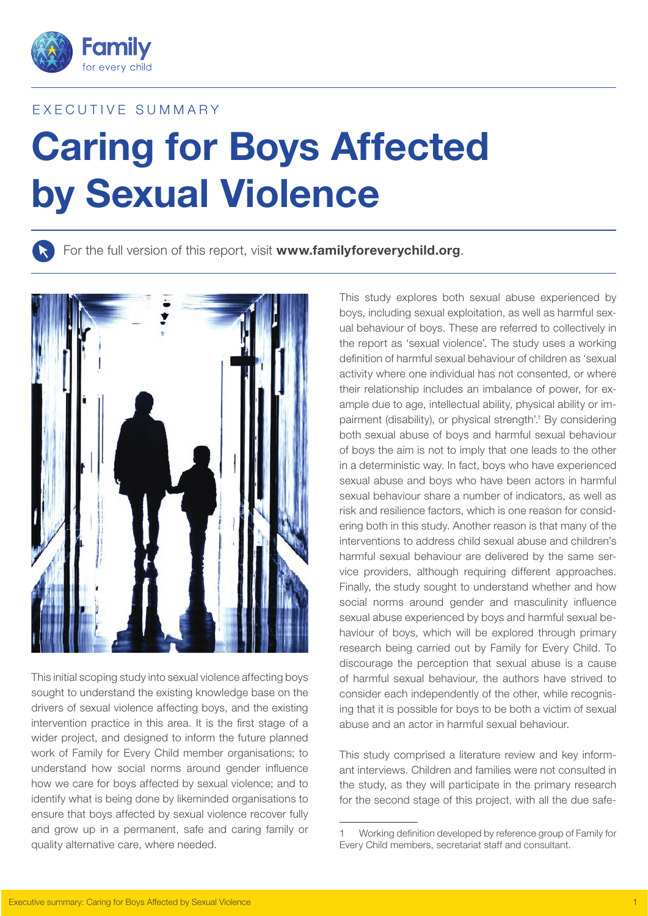EXECUTIVE SUMMARY

# Caring for Boys Affected by Sexual Violence

For the full version of this report, visit **www.familyforeverychild.org**.

This initial scoping study into sexual violence affecting boys sought to understand the existing knowledge base on the drivers of sexual violence affecting boys, and the existing intervention practice in this area. It is the first stage of a wider project, and designed to inform the future planned work of Family for Every Child member organisations; to understand how social norms around gender influence how we care for boys affected by sexual violence; and to identify what is being done by likeminded organisations to ensure that boys affected by sexual violence recover fully and grow up in a permanent, safe and caring family or quality alternative care, where needed.

This study explores both sexual abuse experienced by boys, including sexual exploitation, as well as harmful sexual behaviour of boys. These are referred to collectively in the report as 'sexual violence'. The study uses a working definition of harmful sexual behaviour of children as 'sexual activity where one individual has not consented, or where their relationship includes an imbalance of power, for example due to age, intellectual ability, physical ability or impairment (disability), or physical strength'.[1] By considering both sexual abuse of boys and harmful sexual behaviour of boys the aim is not to imply that one leads to the other in a deterministic way. In fact, boys who have experienced sexual abuse and boys who have been actors in harmful sexual behaviour share a number of indicators, as well as risk and resilience factors, which is one reason for considering both in this study. Another reason is that many of the interventions to address child sexual abuse and children's harmful sexual behaviour are delivered by the same service providers, although requiring different approaches. Finally, the study sought to understand whether and how social norms around gender and masculinity influence sexual abuse experienced by boys and harmful sexual behaviour of boys, which will be explored through primary research being carried out by Family for Every Child. To discourage the perception that sexual abuse is a cause of harmful sexual behaviour, the authors have strived to consider each independently of the other, while recognising that it is possible for boys to be both a victim of sexual abuse and an actor in harmful sexual behaviour.

This study comprised a literature review and key informant interviews. Children and families were not consulted in the study, as they will participate in the primary research for the second stage of this project, with all the due safe-

1 Working definition developed by reference group of Family for Every Child members, secretariat staff and consultant.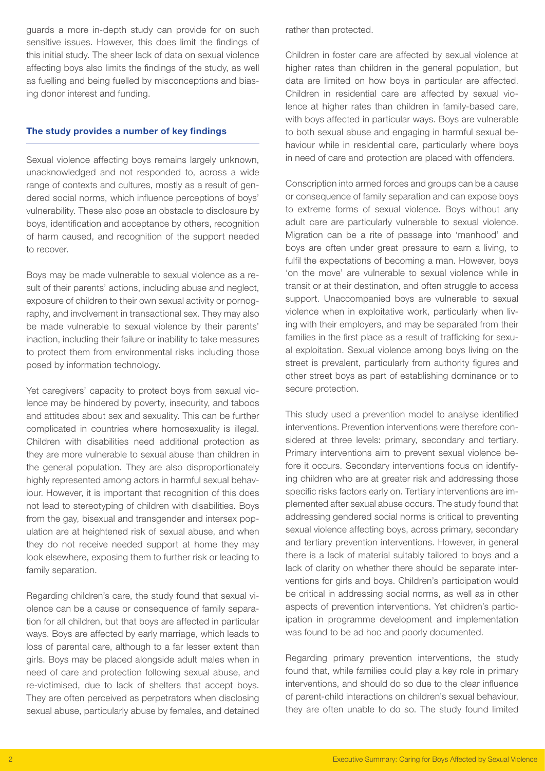guards a more in-depth study can provide for on such sensitive issues. However, this does limit the findings of this initial study. The sheer lack of data on sexual violence affecting boys also limits the findings of the study, as well as fuelling and being fuelled by misconceptions and biasing donor interest and funding.

## The study provides a number of key findings

Sexual violence affecting boys remains largely unknown, unacknowledged and not responded to, across a wide range of contexts and cultures, mostly as a result of gendered social norms, which influence perceptions of boys' vulnerability. These also pose an obstacle to disclosure by boys, identification and acceptance by others, recognition of harm caused, and recognition of the support needed to recover.

Boys may be made vulnerable to sexual violence as a result of their parents' actions, including abuse and neglect, exposure of children to their own sexual activity or pornography, and involvement in transactional sex. They may also be made vulnerable to sexual violence by their parents' inaction, including their failure or inability to take measures to protect them from environmental risks including those posed by information technology.

Yet caregivers' capacity to protect boys from sexual violence may be hindered by poverty, insecurity, and taboos and attitudes about sex and sexuality. This can be further complicated in countries where homosexuality is illegal. Children with disabilities need additional protection as they are more vulnerable to sexual abuse than children in the general population. They are also disproportionately highly represented among actors in harmful sexual behaviour. However, it is important that recognition of this does not lead to stereotyping of children with disabilities. Boys from the gay, bisexual and transgender and intersex population are at heightened risk of sexual abuse, and when they do not receive needed support at home they may look elsewhere, exposing them to further risk or leading to family separation.

Regarding children's care, the study found that sexual violence can be a cause or consequence of family separation for all children, but that boys are affected in particular ways. Boys are affected by early marriage, which leads to loss of parental care, although to a far lesser extent than girls. Boys may be placed alongside adult males when in need of care and protection following sexual abuse, and re-victimised, due to lack of shelters that accept boys. They are often perceived as perpetrators when disclosing sexual abuse, particularly abuse by females, and detained rather than protected.

Children in foster care are affected by sexual violence at higher rates than children in the general population, but data are limited on how boys in particular are affected. Children in residential care are affected by sexual violence at higher rates than children in family-based care, with boys affected in particular ways. Boys are vulnerable to both sexual abuse and engaging in harmful sexual behaviour while in residential care, particularly where boys in need of care and protection are placed with offenders.

Conscription into armed forces and groups can be a cause or consequence of family separation and can expose boys to extreme forms of sexual violence. Boys without any adult care are particularly vulnerable to sexual violence. Migration can be a rite of passage into 'manhood' and boys are often under great pressure to earn a living, to fulfil the expectations of becoming a man. However, boys 'on the move' are vulnerable to sexual violence while in transit or at their destination, and often struggle to access support. Unaccompanied boys are vulnerable to sexual violence when in exploitative work, particularly when living with their employers, and may be separated from their families in the first place as a result of trafficking for sexual exploitation. Sexual violence among boys living on the street is prevalent, particularly from authority figures and other street boys as part of establishing dominance or to secure protection.

This study used a prevention model to analyse identified interventions. Prevention interventions were therefore considered at three levels: primary, secondary and tertiary. Primary interventions aim to prevent sexual violence before it occurs. Secondary interventions focus on identifying children who are at greater risk and addressing those specific risks factors early on. Tertiary interventions are implemented after sexual abuse occurs. The study found that addressing gendered social norms is critical to preventing sexual violence affecting boys, across primary, secondary and tertiary prevention interventions. However, in general there is a lack of material suitably tailored to boys and a lack of clarity on whether there should be separate interventions for girls and boys. Children's participation would be critical in addressing social norms, as well as in other aspects of prevention interventions. Yet children's participation in programme development and implementation was found to be ad hoc and poorly documented.

Regarding primary prevention interventions, the study found that, while families could play a key role in primary interventions, and should do so due to the clear influence of parent-child interactions on children's sexual behaviour, they are often unable to do so. The study found limited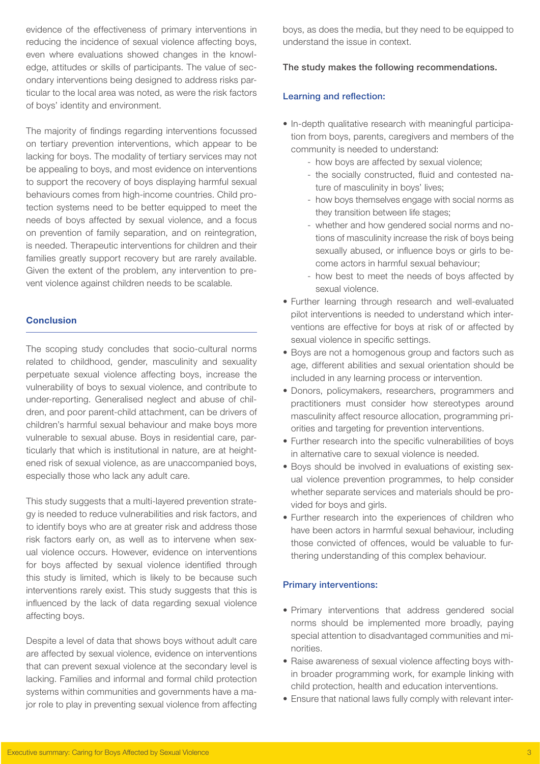evidence of the effectiveness of primary interventions in reducing the incidence of sexual violence affecting boys, even where evaluations showed changes in the knowledge, attitudes or skills of participants. The value of secondary interventions being designed to address risks particular to the local area was noted, as were the risk factors of boys' identity and environment.

The majority of findings regarding interventions focussed on tertiary prevention interventions, which appear to be lacking for boys. The modality of tertiary services may not be appealing to boys, and most evidence on interventions to support the recovery of boys displaying harmful sexual behaviours comes from high-income countries. Child protection systems need to be better equipped to meet the needs of boys affected by sexual violence, and a focus on prevention of family separation, and on reintegration, is needed. Therapeutic interventions for children and their families greatly support recovery but are rarely available. Given the extent of the problem, any intervention to prevent violence against children needs to be scalable.

## Conclusion

The scoping study concludes that socio-cultural norms related to childhood, gender, masculinity and sexuality perpetuate sexual violence affecting boys, increase the vulnerability of boys to sexual violence, and contribute to under-reporting. Generalised neglect and abuse of children, and poor parent-child attachment, can be drivers of children's harmful sexual behaviour and make boys more vulnerable to sexual abuse. Boys in residential care, particularly that which is institutional in nature, are at heightened risk of sexual violence, as are unaccompanied boys, especially those who lack any adult care.

This study suggests that a multi-layered prevention strategy is needed to reduce vulnerabilities and risk factors, and to identify boys who are at greater risk and address those risk factors early on, as well as to intervene when sexual violence occurs. However, evidence on interventions for boys affected by sexual violence identified through this study is limited, which is likely to be because such interventions rarely exist. This study suggests that this is influenced by the lack of data regarding sexual violence affecting boys.

Despite a level of data that shows boys without adult care are affected by sexual violence, evidence on interventions that can prevent sexual violence at the secondary level is lacking. Families and informal and formal child protection systems within communities and governments have a major role to play in preventing sexual violence from affecting boys, as does the media, but they need to be equipped to understand the issue in context.

**The study makes the following recommendations.**

### Learning and reflection:

- In-depth qualitative research with meaningful participation from boys, parents, caregivers and members of the community is needed to understand:
  - how boys are affected by sexual violence;
  - the socially constructed, fluid and contested nature of masculinity in boys' lives;
  - how boys themselves engage with social norms as they transition between life stages;
  - whether and how gendered social norms and notions of masculinity increase the risk of boys being sexually abused, or influence boys or girls to become actors in harmful sexual behaviour;
  - how best to meet the needs of boys affected by sexual violence.
- Further learning through research and well-evaluated pilot interventions is needed to understand which interventions are effective for boys at risk of or affected by sexual violence in specific settings.
- Boys are not a homogenous group and factors such as age, different abilities and sexual orientation should be included in any learning process or intervention.
- Donors, policymakers, researchers, programmers and practitioners must consider how stereotypes around masculinity affect resource allocation, programming priorities and targeting for prevention interventions.
- Further research into the specific vulnerabilities of boys in alternative care to sexual violence is needed.
- Boys should be involved in evaluations of existing sexual violence prevention programmes, to help consider whether separate services and materials should be provided for boys and girls.
- Further research into the experiences of children who have been actors in harmful sexual behaviour, including those convicted of offences, would be valuable to furthering understanding of this complex behaviour.

### Primary interventions:

- Primary interventions that address gendered social norms should be implemented more broadly, paying special attention to disadvantaged communities and minorities.
- Raise awareness of sexual violence affecting boys within broader programming work, for example linking with child protection, health and education interventions.
- Ensure that national laws fully comply with relevant inter-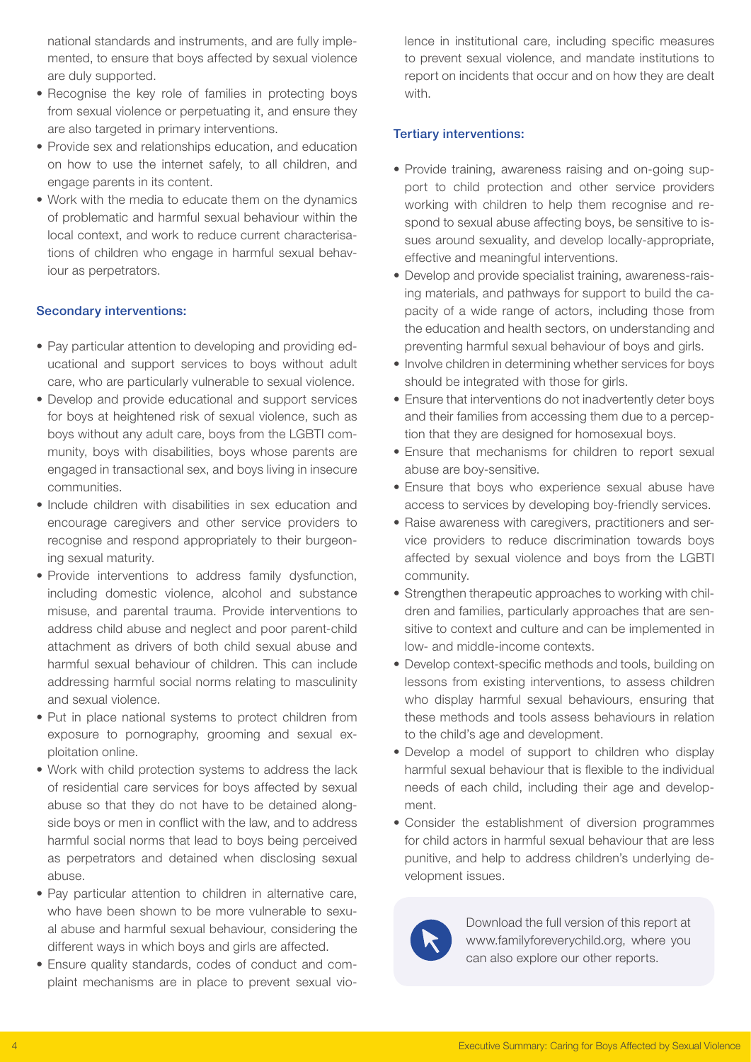national standards and instruments, and are fully implemented, to ensure that boys affected by sexual violence are duly supported.

- Recognise the key role of families in protecting boys from sexual violence or perpetuating it, and ensure they are also targeted in primary interventions.
- Provide sex and relationships education, and education on how to use the internet safely, to all children, and engage parents in its content.
- Work with the media to educate them on the dynamics of problematic and harmful sexual behaviour within the local context, and work to reduce current characterisations of children who engage in harmful sexual behaviour as perpetrators.

### Secondary interventions:

- Pay particular attention to developing and providing educational and support services to boys without adult care, who are particularly vulnerable to sexual violence.
- Develop and provide educational and support services for boys at heightened risk of sexual violence, such as boys without any adult care, boys from the LGBTI community, boys with disabilities, boys whose parents are engaged in transactional sex, and boys living in insecure communities.
- Include children with disabilities in sex education and encourage caregivers and other service providers to recognise and respond appropriately to their burgeoning sexual maturity.
- Provide interventions to address family dysfunction, including domestic violence, alcohol and substance misuse, and parental trauma. Provide interventions to address child abuse and neglect and poor parent-child attachment as drivers of both child sexual abuse and harmful sexual behaviour of children. This can include addressing harmful social norms relating to masculinity and sexual violence.
- Put in place national systems to protect children from exposure to pornography, grooming and sexual exploitation online.
- Work with child protection systems to address the lack of residential care services for boys affected by sexual abuse so that they do not have to be detained alongside boys or men in conflict with the law, and to address harmful social norms that lead to boys being perceived as perpetrators and detained when disclosing sexual abuse.
- Pay particular attention to children in alternative care, who have been shown to be more vulnerable to sexual abuse and harmful sexual behaviour, considering the different ways in which boys and girls are affected.
- Ensure quality standards, codes of conduct and complaint mechanisms are in place to prevent sexual violence in institutional care, including specific measures to prevent sexual violence, and mandate institutions to report on incidents that occur and on how they are dealt with.

### Tertiary interventions:

- Provide training, awareness raising and on-going support to child protection and other service providers working with children to help them recognise and respond to sexual abuse affecting boys, be sensitive to issues around sexuality, and develop locally-appropriate, effective and meaningful interventions.
- Develop and provide specialist training, awareness-raising materials, and pathways for support to build the capacity of a wide range of actors, including those from the education and health sectors, on understanding and preventing harmful sexual behaviour of boys and girls.
- Involve children in determining whether services for boys should be integrated with those for girls.
- Ensure that interventions do not inadvertently deter boys and their families from accessing them due to a perception that they are designed for homosexual boys.
- Ensure that mechanisms for children to report sexual abuse are boy-sensitive.
- Ensure that boys who experience sexual abuse have access to services by developing boy-friendly services.
- Raise awareness with caregivers, practitioners and service providers to reduce discrimination towards boys affected by sexual violence and boys from the LGBTI community.
- Strengthen therapeutic approaches to working with children and families, particularly approaches that are sensitive to context and culture and can be implemented in low- and middle-income contexts.
- Develop context-specific methods and tools, building on lessons from existing interventions, to assess children who display harmful sexual behaviours, ensuring that these methods and tools assess behaviours in relation to the child's age and development.
- Develop a model of support to children who display harmful sexual behaviour that is flexible to the individual needs of each child, including their age and development.
- Consider the establishment of diversion programmes for child actors in harmful sexual behaviour that are less punitive, and help to address children's underlying development issues.

Download the full version of this report at www.familyforeverychild.org, where you can also explore our other reports.